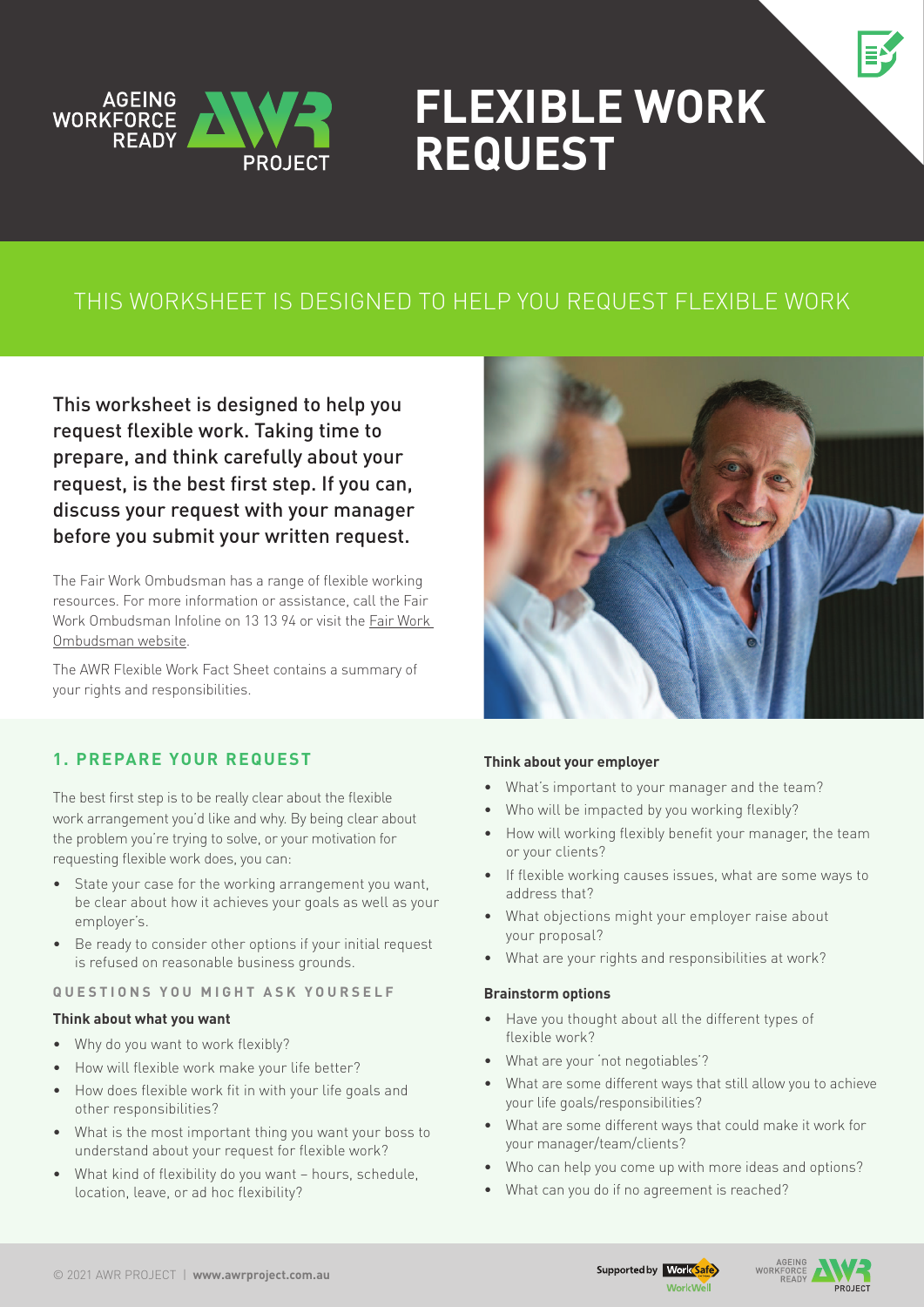# FLEXIBLE WORK REQUEST

## THIS WORKSHEET IS DESIGNED TO HELP YOU REQUEST FLEXIBLE WORK

This worksheet is designed to help you request flexible work. Taking time to prepare, and think carefully about your request, is the best first step. If you can, discuss your request with your manager before you submit your written request.

The Fair Work Ombudsman has a range of flexible working resources. For more information or assistance, call the Fair Work Ombudsman Infoline on 13 13 94 or visit the Fair Work Ombudsman website.

The AWR Flexible Work Fact Sheet contains a summary of your rights and responsibilities.

## 1. PREPARE YOUR REQUEST

The best first step is to be really clear about the flexible work arrangement you'd like and why. By being clear about the problem you're trying to solve, or your motivation for requesting flexible work does, you can:

- State your case for the working arrangement you want, be clear about how it achieves your goals as well as your employer's.
- Be ready to consider other options if your initial request is refused on reasonable business grounds.

### QUESTIONS YOU MIGHT ASK YOURSELF

**Think about what you want**

- Why do you want to work flexibly?
- How will flexible work make your life better?
- How does flexible work fit in with your life goals and other responsibilities?
- What is the most important thing you want your boss to understand about your request for flexible work?
- What kind of flexibility do you want – hours, schedule, location, leave, or ad hoc flexibility?

**Think about your employer**

- What's important to your manager and the team?
- Who will be impacted by you working flexibly?
- How will working flexibly benefit your manager, the team or your clients?
- If flexible working causes issues, what are some ways to address that?
- What objections might your employer raise about your proposal?
- What are your rights and responsibilities at work?

**Brainstorm options**

- Have you thought about all the different types of flexible work?
- What are your 'not negotiables'?
- What are some different ways that still allow you to achieve your life goals/responsibilities?
- What are some different ways that could make it work for your manager/team/clients?
- Who can help you come up with more ideas and options?
- What can you do if no agreement is reached?

© 2021 AWR PROJECT | **www.awrproject.com.au**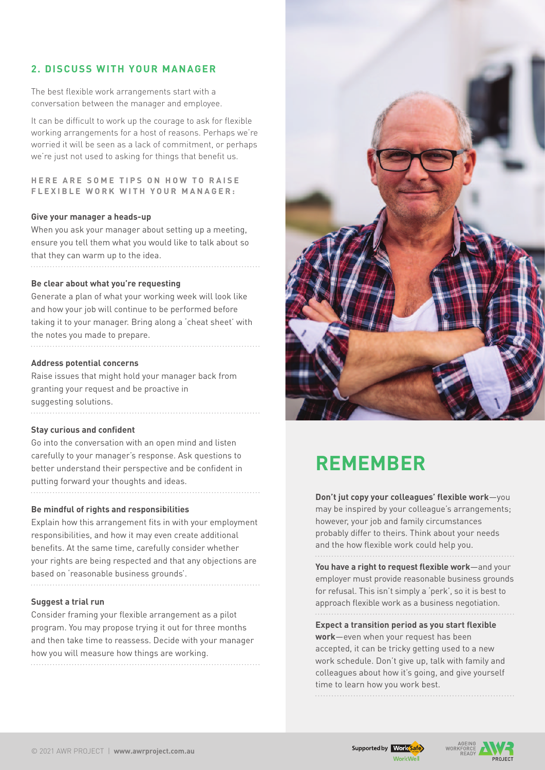## 2. DISCUSS WITH YOUR MANAGER

The best flexible work arrangements start with a conversation between the manager and employee.

It can be difficult to work up the courage to ask for flexible working arrangements for a host of reasons. Perhaps we're worried it will be seen as a lack of commitment, or perhaps we're just not used to asking for things that benefit us.

### HERE ARE SOME TIPS ON HOW TO RAISE FLEXIBLE WORK WITH YOUR MANAGER:

**Give your manager a heads-up**
When you ask your manager about setting up a meeting, ensure you tell them what you would like to talk about so that they can warm up to the idea.

**Be clear about what you're requesting**
Generate a plan of what your working week will look like and how your job will continue to be performed before taking it to your manager. Bring along a 'cheat sheet' with the notes you made to prepare.

**Address potential concerns**
Raise issues that might hold your manager back from granting your request and be proactive in suggesting solutions.

**Stay curious and confident**
Go into the conversation with an open mind and listen carefully to your manager's response. Ask questions to better understand their perspective and be confident in putting forward your thoughts and ideas.

**Be mindful of rights and responsibilities**
Explain how this arrangement fits in with your employment responsibilities, and how it may even create additional benefits. At the same time, carefully consider whether your rights are being respected and that any objections are based on 'reasonable business grounds'.

**Suggest a trial run**
Consider framing your flexible arrangement as a pilot program. You may propose trying it out for three months and then take time to reassess. Decide with your manager how you will measure how things are working.

## REMEMBER

**Don't just copy your colleagues' flexible work**—you may be inspired by your colleague's arrangements; however, your job and family circumstances probably differ to theirs. Think about your needs and the how flexible work could help you.

**You have a right to request flexible work**—and your employer must provide reasonable business grounds for refusal. This isn't simply a 'perk', so it is best to approach flexible work as a business negotiation.

**Expect a transition period as you start flexible work**—even when your request has been accepted, it can be tricky getting used to a new work schedule. Don't give up, talk with family and colleagues about how it's going, and give yourself time to learn how you work best.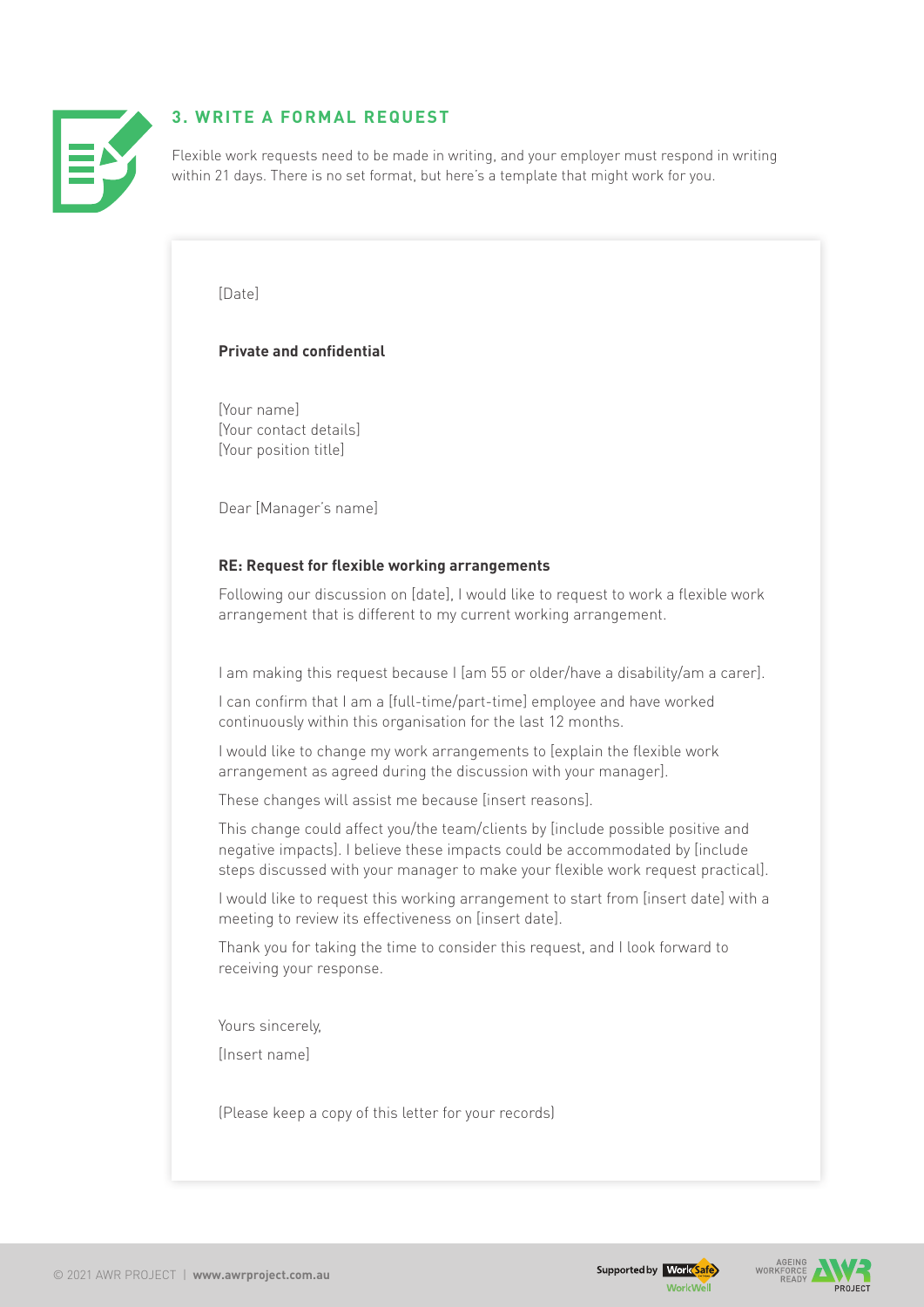## 3. WRITE A FORMAL REQUEST

Flexible work requests need to be made in writing, and your employer must respond in writing within 21 days. There is no set format, but here's a template that might work for you.

[Date]

**Private and confidential**

[Your name]
[Your contact details]
[Your position title]

Dear [Manager's name]

**RE: Request for flexible working arrangements**

Following our discussion on [date], I would like to request to work a flexible work arrangement that is different to my current working arrangement.

I am making this request because I [am 55 or older/have a disability/am a carer].

I can confirm that I am a [full-time/part-time] employee and have worked continuously within this organisation for the last 12 months.

I would like to change my work arrangements to [explain the flexible work arrangement as agreed during the discussion with your manager].

These changes will assist me because [insert reasons].

This change could affect you/the team/clients by [include possible positive and negative impacts]. I believe these impacts could be accommodated by [include steps discussed with your manager to make your flexible work request practical].

I would like to request this working arrangement to start from [insert date] with a meeting to review its effectiveness on [insert date].

Thank you for taking the time to consider this request, and I look forward to receiving your response.

Yours sincerely,

[Insert name]

(Please keep a copy of this letter for your records)

© 2021 AWR PROJECT | **www.awrproject.com.au**